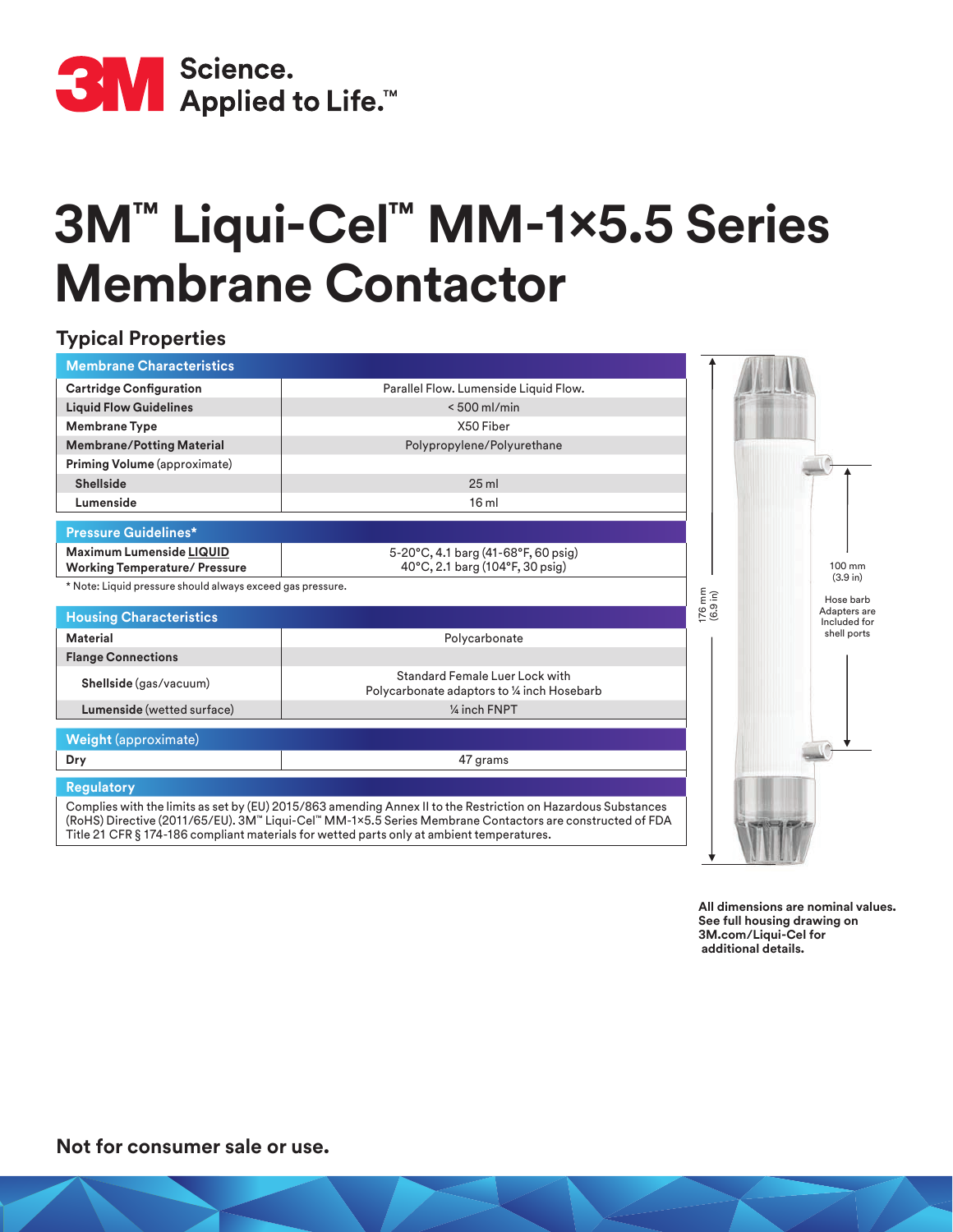# 3M™ Liqui-Cel™ MM-1×5.5 Series Membrane Contactor

## Typical Properties

| Membrane Characteristics | |
|---|---|
| **Cartridge Configuration** | Parallel Flow. Lumenside Liquid Flow. |
| **Liquid Flow Guidelines** | < 500 ml/min |
| **Membrane Type** | X50 Fiber |
| **Membrane/Potting Material** | Polypropylene/Polyurethane |
| **Priming Volume** (approximate) | |
| **Shellside** | 25 ml |
| **Lumenside** | 16 ml |

| Pressure Guidelines* | |
|---|---|
| **Maximum Lumenside LIQUID Working Temperature/ Pressure** | 5-20°C, 4.1 barg (41-68°F, 60 psig)<br>40°C, 2.1 barg (104°F, 30 psig) |

* Note: Liquid pressure should always exceed gas pressure.

| Housing Characteristics | |
|---|---|
| **Material** | Polycarbonate |
| **Flange Connections** | |
| **Shellside** (gas/vacuum) | Standard Female Luer Lock with Polycarbonate adaptors to ¼ inch Hosebarb |
| **Lumenside** (wetted surface) | ¼ inch FNPT |

| Weight (approximate) | |
|---|---|
| **Dry** | 47 grams |

**Regulatory**

Complies with the limits as set by (EU) 2015/863 amending Annex II to the Restriction on Hazardous Substances (RoHS) Directive (2011/65/EU). 3M™ Liqui-Cel™ MM-1×5.5 Series Membrane Contactors are constructed of FDA Title 21 CFR § 174-186 compliant materials for wetted parts only at ambient temperatures.

176 mm (6.9 in)

100 mm (3.9 in)

Hose barb Adapters are Included for shell ports

**All dimensions are nominal values. See full housing drawing on 3M.com/Liqui-Cel for additional details.**

**Not for consumer sale or use.**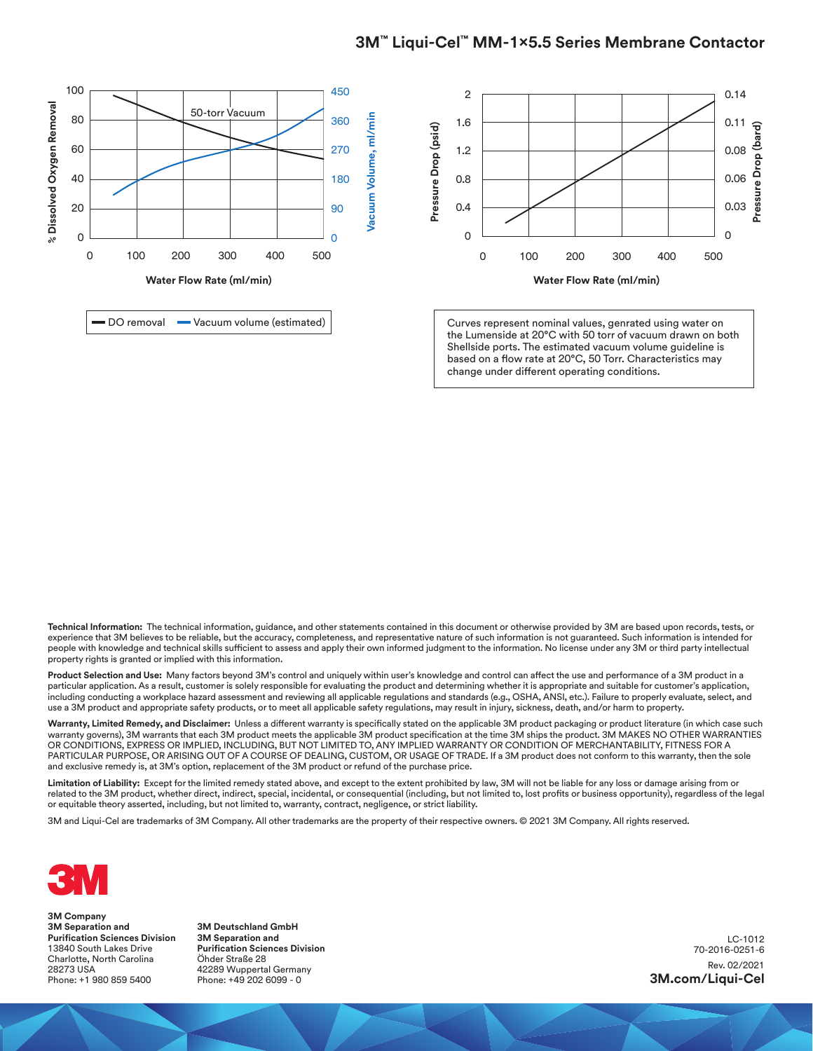# 3M™ Liqui-Cel™ MM-1×5.5 Series Membrane Contactor

% Dissolved Oxygen Removal

100
80
60
40
20
0

50-torr Vacuum

Vacuum Volume, ml/min

450
360
270
180
90
0

0 100 200 300 400 500

Water Flow Rate (ml/min)

DO removal — Vacuum volume (estimated)

Pressure Drop (psid)

2
1.6
1.2
0.8
0.4
0

Pressure Drop (bard)

0.14
0.11
0.08
0.06
0.03
0

0 100 200 300 400 500

Water Flow Rate (ml/min)

Curves represent nominal values, genrated using water on the Lumenside at 20°C with 50 torr of vacuum drawn on both Shellside ports. The estimated vacuum volume guideline is based on a flow rate at 20°C, 50 Torr. Characteristics may change under different operating conditions.

**Technical Information:** The technical information, guidance, and other statements contained in this document or otherwise provided by 3M are based upon records, tests, or experience that 3M believes to be reliable, but the accuracy, completeness, and representative nature of such information is not guaranteed. Such information is intended for people with knowledge and technical skills sufficient to assess and apply their own informed judgment to the information. No license under any 3M or third party intellectual property rights is granted or implied with this information.

**Product Selection and Use:** Many factors beyond 3M's control and uniquely within user's knowledge and control can affect the use and performance of a 3M product in a particular application. As a result, customer is solely responsible for evaluating the product and determining whether it is appropriate and suitable for customer's application, including conducting a workplace hazard assessment and reviewing all applicable regulations and standards (e.g., OSHA, ANSI, etc.). Failure to properly evaluate, select, and use a 3M product and appropriate safety products, or to meet all applicable safety regulations, may result in injury, sickness, death, and/or harm to property.

**Warranty, Limited Remedy, and Disclaimer:** Unless a different warranty is specifically stated on the applicable 3M product packaging or product literature (in which case such warranty governs), 3M warrants that each 3M product meets the applicable 3M product specification at the time 3M ships the product. 3M MAKES NO OTHER WARRANTIES OR CONDITIONS, EXPRESS OR IMPLIED, INCLUDING, BUT NOT LIMITED TO, ANY IMPLIED WARRANTY OR CONDITION OF MERCHANTABILITY, FITNESS FOR A PARTICULAR PURPOSE, OR ARISING OUT OF A COURSE OF DEALING, CUSTOM, OR USAGE OF TRADE. If a 3M product does not conform to this warranty, then the sole and exclusive remedy is, at 3M's option, replacement of the 3M product or refund of the purchase price.

**Limitation of Liability:** Except for the limited remedy stated above, and except to the extent prohibited by law, 3M will not be liable for any loss or damage arising from or related to the 3M product, whether direct, indirect, special, incidental, or consequential (including, but not limited to, lost profits or business opportunity), regardless of the legal or equitable theory asserted, including, but not limited to, warranty, contract, negligence, or strict liability.

3M and Liqui-Cel are trademarks of 3M Company. All other trademarks are the property of their respective owners. © 2021 3M Company. All rights reserved.

**3M Company**
**3M Separation and Purification Sciences Division**
13840 South Lakes Drive
Charlotte, North Carolina
28273 USA
Phone: +1 980 859 5400

**3M Deutschland GmbH**
**3M Separation and Purification Sciences Division**
Öhder Straße 28
42289 Wuppertal Germany
Phone: +49 202 6099 - 0

LC-1012
70-2016-0251-6
Rev. 02/2021
**3M.com/Liqui-Cel**